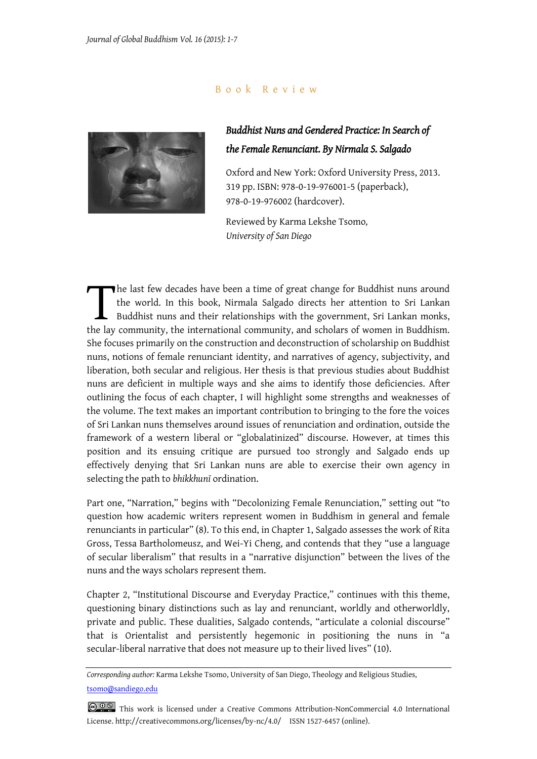## Book Review

***Buddhist Nuns and Gendered Practice: In Search of the Female Renunciant. By Nirmala S. Salgado***

Oxford and New York: Oxford University Press, 2013. 319 pp. ISBN: 978-0-19-976001-5 (paperback), 978-0-19-976002 (hardcover).

Reviewed by Karma Lekshe Tsomo, *University of San Diego*

The last few decades have been a time of great change for Buddhist nuns around the world. In this book, Nirmala Salgado directs her attention to Sri Lankan Buddhist nuns and their relationships with the government, Sri Lankan monks, the lay community, the international community, and scholars of women in Buddhism. She focuses primarily on the construction and deconstruction of scholarship on Buddhist nuns, notions of female renunciant identity, and narratives of agency, subjectivity, and liberation, both secular and religious. Her thesis is that previous studies about Buddhist nuns are deficient in multiple ways and she aims to identify those deficiencies. After outlining the focus of each chapter, I will highlight some strengths and weaknesses of the volume. The text makes an important contribution to bringing to the fore the voices of Sri Lankan nuns themselves around issues of renunciation and ordination, outside the framework of a western liberal or "globalatinized" discourse. However, at times this position and its ensuing critique are pursued too strongly and Salgado ends up effectively denying that Sri Lankan nuns are able to exercise their own agency in selecting the path to *bhikkhunī* ordination.

Part one, "Narration," begins with "Decolonizing Female Renunciation," setting out "to question how academic writers represent women in Buddhism in general and female renunciants in particular" (8). To this end, in Chapter 1, Salgado assesses the work of Rita Gross, Tessa Bartholomeusz, and Wei-Yi Cheng, and contends that they "use a language of secular liberalism" that results in a "narrative disjunction" between the lives of the nuns and the ways scholars represent them.

Chapter 2, "Institutional Discourse and Everyday Practice," continues with this theme, questioning binary distinctions such as lay and renunciant, worldly and otherworldly, private and public. These dualities, Salgado contends, "articulate a colonial discourse" that is Orientalist and persistently hegemonic in positioning the nuns in "a secular-liberal narrative that does not measure up to their lived lives" (10).

---

*Corresponding author:* Karma Lekshe Tsomo, University of San Diego, Theology and Religious Studies, tsomo@sandiego.edu

This work is licensed under a Creative Commons Attribution-NonCommercial 4.0 International License. http://creativecommons.org/licenses/by-nc/4.0/ ISSN 1527-6457 (online).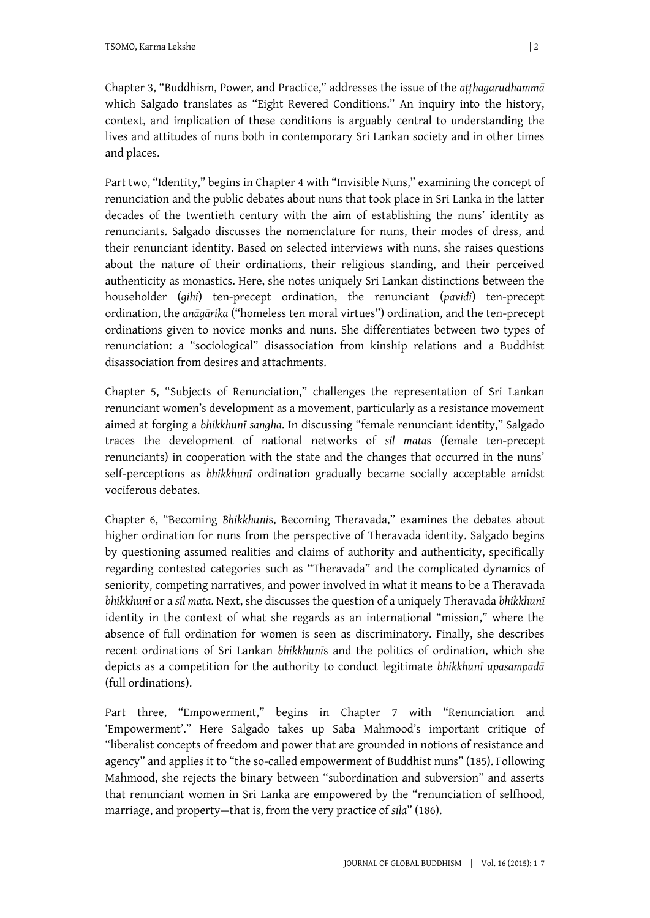Chapter 3, "Buddhism, Power, and Practice," addresses the issue of the *aṭṭhagarudhammā* which Salgado translates as "Eight Revered Conditions." An inquiry into the history, context, and implication of these conditions is arguably central to understanding the lives and attitudes of nuns both in contemporary Sri Lankan society and in other times and places.

Part two, "Identity," begins in Chapter 4 with "Invisible Nuns," examining the concept of renunciation and the public debates about nuns that took place in Sri Lanka in the latter decades of the twentieth century with the aim of establishing the nuns' identity as renunciants. Salgado discusses the nomenclature for nuns, their modes of dress, and their renunciant identity. Based on selected interviews with nuns, she raises questions about the nature of their ordinations, their religious standing, and their perceived authenticity as monastics. Here, she notes uniquely Sri Lankan distinctions between the householder (*gihi*) ten-precept ordination, the renunciant (*pavidi*) ten-precept ordination, the *anāgārika* ("homeless ten moral virtues") ordination, and the ten-precept ordinations given to novice monks and nuns. She differentiates between two types of renunciation: a "sociological" disassociation from kinship relations and a Buddhist disassociation from desires and attachments.

Chapter 5, "Subjects of Renunciation," challenges the representation of Sri Lankan renunciant women's development as a movement, particularly as a resistance movement aimed at forging a *bhikkhunī sangha*. In discussing "female renunciant identity," Salgado traces the development of national networks of *sil mata*s (female ten-precept renunciants) in cooperation with the state and the changes that occurred in the nuns' self-perceptions as *bhikkhunī* ordination gradually became socially acceptable amidst vociferous debates.

Chapter 6, "Becoming *Bhikkhuni*s, Becoming Theravada," examines the debates about higher ordination for nuns from the perspective of Theravada identity. Salgado begins by questioning assumed realities and claims of authority and authenticity, specifically regarding contested categories such as "Theravada" and the complicated dynamics of seniority, competing narratives, and power involved in what it means to be a Theravada *bhikkhunī* or a *sil mata*. Next, she discusses the question of a uniquely Theravada *bhikkhunī* identity in the context of what she regards as an international "mission," where the absence of full ordination for women is seen as discriminatory. Finally, she describes recent ordinations of Sri Lankan *bhikkhunī*s and the politics of ordination, which she depicts as a competition for the authority to conduct legitimate *bhikkhunī upasampadā* (full ordinations).

Part three, "Empowerment," begins in Chapter 7 with "Renunciation and 'Empowerment'." Here Salgado takes up Saba Mahmood's important critique of "liberalist concepts of freedom and power that are grounded in notions of resistance and agency" and applies it to "the so-called empowerment of Buddhist nuns" (185). Following Mahmood, she rejects the binary between "subordination and subversion" and asserts that renunciant women in Sri Lanka are empowered by the "renunciation of selfhood, marriage, and property—that is, from the very practice of *sila*" (186).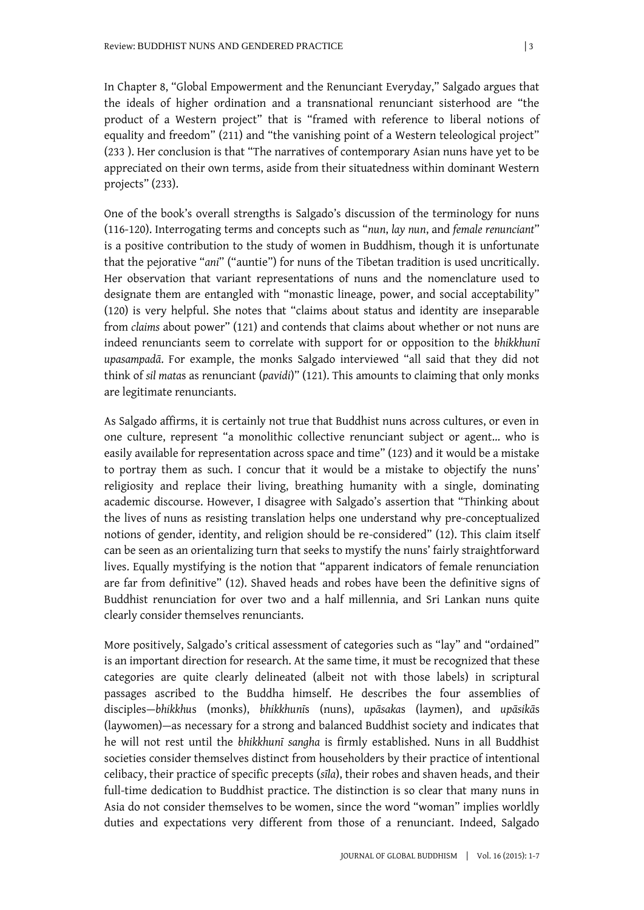In Chapter 8, "Global Empowerment and the Renunciant Everyday," Salgado argues that the ideals of higher ordination and a transnational renunciant sisterhood are "the product of a Western project" that is "framed with reference to liberal notions of equality and freedom" (211) and "the vanishing point of a Western teleological project" (233 ). Her conclusion is that "The narratives of contemporary Asian nuns have yet to be appreciated on their own terms, aside from their situatedness within dominant Western projects" (233).

One of the book's overall strengths is Salgado's discussion of the terminology for nuns (116-120). Interrogating terms and concepts such as "*nun*, *lay nun*, and *female renunciant*" is a positive contribution to the study of women in Buddhism, though it is unfortunate that the pejorative "*ani*" ("auntie") for nuns of the Tibetan tradition is used uncritically. Her observation that variant representations of nuns and the nomenclature used to designate them are entangled with "monastic lineage, power, and social acceptability" (120) is very helpful. She notes that "claims about status and identity are inseparable from *claims* about power" (121) and contends that claims about whether or not nuns are indeed renunciants seem to correlate with support for or opposition to the *bhikkhunī upasampadā*. For example, the monks Salgado interviewed "all said that they did not think of *sil mata*s as renunciant (*pavidi*)" (121). This amounts to claiming that only monks are legitimate renunciants.

As Salgado affirms, it is certainly not true that Buddhist nuns across cultures, or even in one culture, represent "a monolithic collective renunciant subject or agent... who is easily available for representation across space and time" (123) and it would be a mistake to portray them as such. I concur that it would be a mistake to objectify the nuns' religiosity and replace their living, breathing humanity with a single, dominating academic discourse. However, I disagree with Salgado's assertion that "Thinking about the lives of nuns as resisting translation helps one understand why pre-conceptualized notions of gender, identity, and religion should be re-considered" (12). This claim itself can be seen as an orientalizing turn that seeks to mystify the nuns' fairly straightforward lives. Equally mystifying is the notion that "apparent indicators of female renunciation are far from definitive" (12). Shaved heads and robes have been the definitive signs of Buddhist renunciation for over two and a half millennia, and Sri Lankan nuns quite clearly consider themselves renunciants.

More positively, Salgado's critical assessment of categories such as "lay" and "ordained" is an important direction for research. At the same time, it must be recognized that these categories are quite clearly delineated (albeit not with those labels) in scriptural passages ascribed to the Buddha himself. He describes the four assemblies of disciples—*bhikkhu*s (monks), *bhikkhunī*s (nuns), *upāsaka*s (laymen), and *upāsikā*s (laywomen)—as necessary for a strong and balanced Buddhist society and indicates that he will not rest until the *bhikkhunī sangha* is firmly established. Nuns in all Buddhist societies consider themselves distinct from householders by their practice of intentional celibacy, their practice of specific precepts (*sīla*), their robes and shaven heads, and their full-time dedication to Buddhist practice. The distinction is so clear that many nuns in Asia do not consider themselves to be women, since the word "woman" implies worldly duties and expectations very different from those of a renunciant. Indeed, Salgado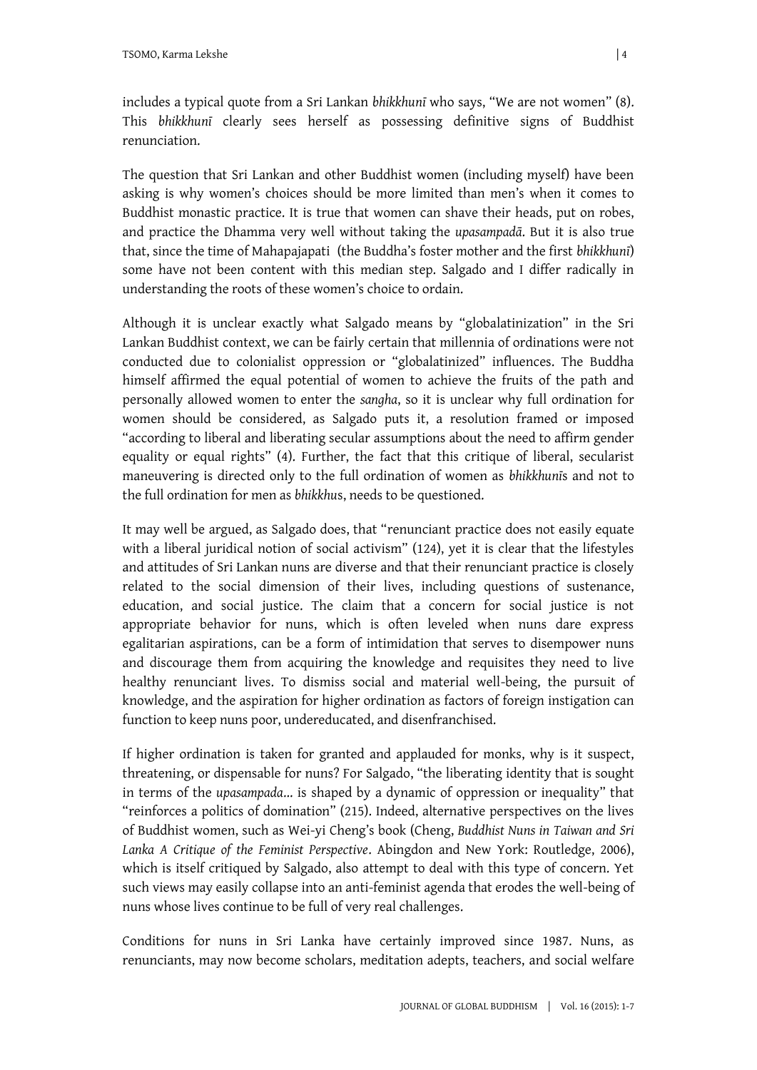includes a typical quote from a Sri Lankan *bhikkhunī* who says, "We are not women" (8). This *bhikkhunī* clearly sees herself as possessing definitive signs of Buddhist renunciation.

The question that Sri Lankan and other Buddhist women (including myself) have been asking is why women's choices should be more limited than men's when it comes to Buddhist monastic practice. It is true that women can shave their heads, put on robes, and practice the Dhamma very well without taking the *upasampadā*. But it is also true that, since the time of Mahapajapati (the Buddha's foster mother and the first *bhikkhunī*) some have not been content with this median step. Salgado and I differ radically in understanding the roots of these women's choice to ordain.

Although it is unclear exactly what Salgado means by "globalatinization" in the Sri Lankan Buddhist context, we can be fairly certain that millennia of ordinations were not conducted due to colonialist oppression or "globalatinized" influences. The Buddha himself affirmed the equal potential of women to achieve the fruits of the path and personally allowed women to enter the *sangha*, so it is unclear why full ordination for women should be considered, as Salgado puts it, a resolution framed or imposed "according to liberal and liberating secular assumptions about the need to affirm gender equality or equal rights" (4). Further, the fact that this critique of liberal, secularist maneuvering is directed only to the full ordination of women as *bhikkhunī*s and not to the full ordination for men as *bhikkhu*s, needs to be questioned.

It may well be argued, as Salgado does, that "renunciant practice does not easily equate with a liberal juridical notion of social activism" (124), yet it is clear that the lifestyles and attitudes of Sri Lankan nuns are diverse and that their renunciant practice is closely related to the social dimension of their lives, including questions of sustenance, education, and social justice. The claim that a concern for social justice is not appropriate behavior for nuns, which is often leveled when nuns dare express egalitarian aspirations, can be a form of intimidation that serves to disempower nuns and discourage them from acquiring the knowledge and requisites they need to live healthy renunciant lives. To dismiss social and material well-being, the pursuit of knowledge, and the aspiration for higher ordination as factors of foreign instigation can function to keep nuns poor, undereducated, and disenfranchised.

If higher ordination is taken for granted and applauded for monks, why is it suspect, threatening, or dispensable for nuns? For Salgado, "the liberating identity that is sought in terms of the *upasampada*... is shaped by a dynamic of oppression or inequality" that "reinforces a politics of domination" (215). Indeed, alternative perspectives on the lives of Buddhist women, such as Wei-yi Cheng's book (Cheng, *Buddhist Nuns in Taiwan and Sri Lanka A Critique of the Feminist Perspective*. Abingdon and New York: Routledge, 2006), which is itself critiqued by Salgado, also attempt to deal with this type of concern. Yet such views may easily collapse into an anti-feminist agenda that erodes the well-being of nuns whose lives continue to be full of very real challenges.

Conditions for nuns in Sri Lanka have certainly improved since 1987. Nuns, as renunciants, may now become scholars, meditation adepts, teachers, and social welfare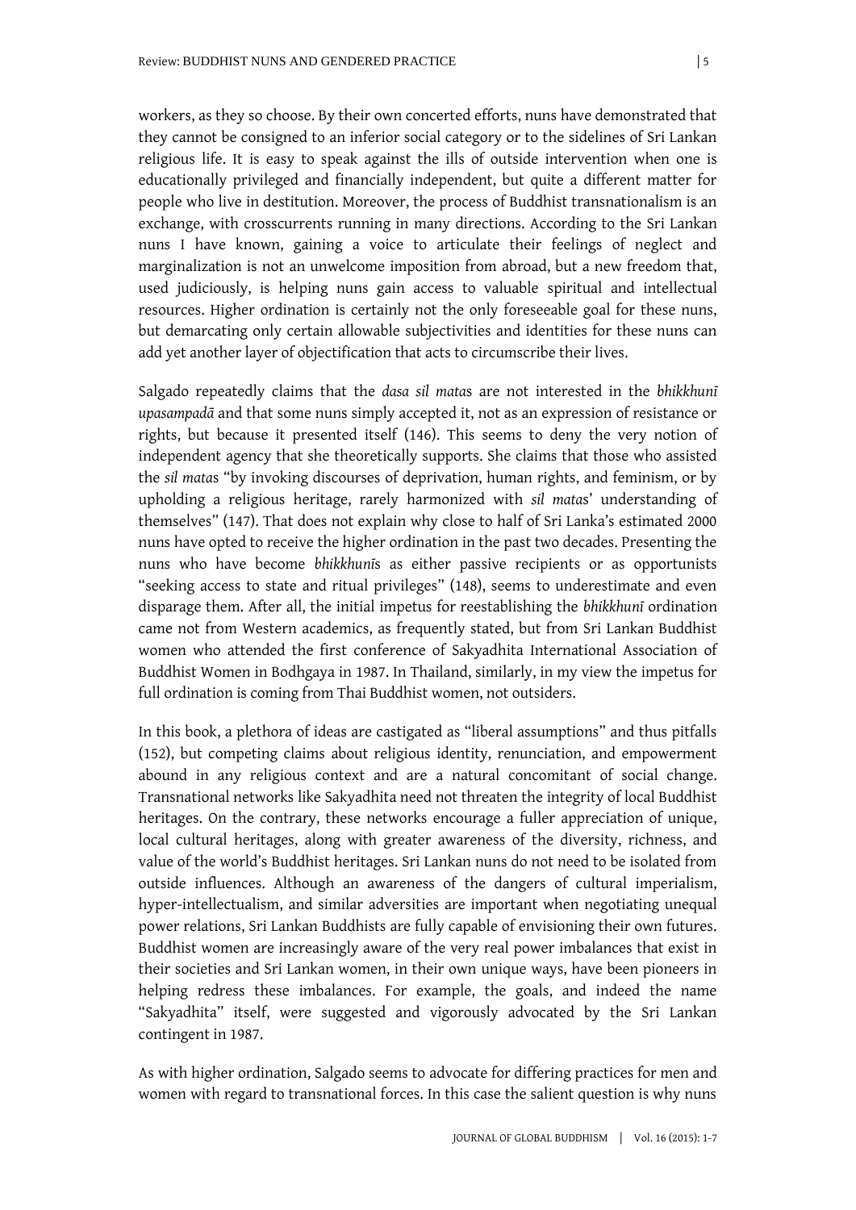workers, as they so choose. By their own concerted efforts, nuns have demonstrated that they cannot be consigned to an inferior social category or to the sidelines of Sri Lankan religious life. It is easy to speak against the ills of outside intervention when one is educationally privileged and financially independent, but quite a different matter for people who live in destitution. Moreover, the process of Buddhist transnationalism is an exchange, with crosscurrents running in many directions. According to the Sri Lankan nuns I have known, gaining a voice to articulate their feelings of neglect and marginalization is not an unwelcome imposition from abroad, but a new freedom that, used judiciously, is helping nuns gain access to valuable spiritual and intellectual resources. Higher ordination is certainly not the only foreseeable goal for these nuns, but demarcating only certain allowable subjectivities and identities for these nuns can add yet another layer of objectification that acts to circumscribe their lives.

Salgado repeatedly claims that the *dasa sil mata*s are not interested in the *bhikkhunī upasampadā* and that some nuns simply accepted it, not as an expression of resistance or rights, but because it presented itself (146). This seems to deny the very notion of independent agency that she theoretically supports. She claims that those who assisted the *sil mata*s "by invoking discourses of deprivation, human rights, and feminism, or by upholding a religious heritage, rarely harmonized with *sil mata*s' understanding of themselves" (147). That does not explain why close to half of Sri Lanka's estimated 2000 nuns have opted to receive the higher ordination in the past two decades. Presenting the nuns who have become *bhikkhunī*s as either passive recipients or as opportunists "seeking access to state and ritual privileges" (148), seems to underestimate and even disparage them. After all, the initial impetus for reestablishing the *bhikkhunī* ordination came not from Western academics, as frequently stated, but from Sri Lankan Buddhist women who attended the first conference of Sakyadhita International Association of Buddhist Women in Bodhgaya in 1987. In Thailand, similarly, in my view the impetus for full ordination is coming from Thai Buddhist women, not outsiders.

In this book, a plethora of ideas are castigated as "liberal assumptions" and thus pitfalls (152), but competing claims about religious identity, renunciation, and empowerment abound in any religious context and are a natural concomitant of social change. Transnational networks like Sakyadhita need not threaten the integrity of local Buddhist heritages. On the contrary, these networks encourage a fuller appreciation of unique, local cultural heritages, along with greater awareness of the diversity, richness, and value of the world's Buddhist heritages. Sri Lankan nuns do not need to be isolated from outside influences. Although an awareness of the dangers of cultural imperialism, hyper-intellectualism, and similar adversities are important when negotiating unequal power relations, Sri Lankan Buddhists are fully capable of envisioning their own futures. Buddhist women are increasingly aware of the very real power imbalances that exist in their societies and Sri Lankan women, in their own unique ways, have been pioneers in helping redress these imbalances. For example, the goals, and indeed the name "Sakyadhita" itself, were suggested and vigorously advocated by the Sri Lankan contingent in 1987.

As with higher ordination, Salgado seems to advocate for differing practices for men and women with regard to transnational forces. In this case the salient question is why nuns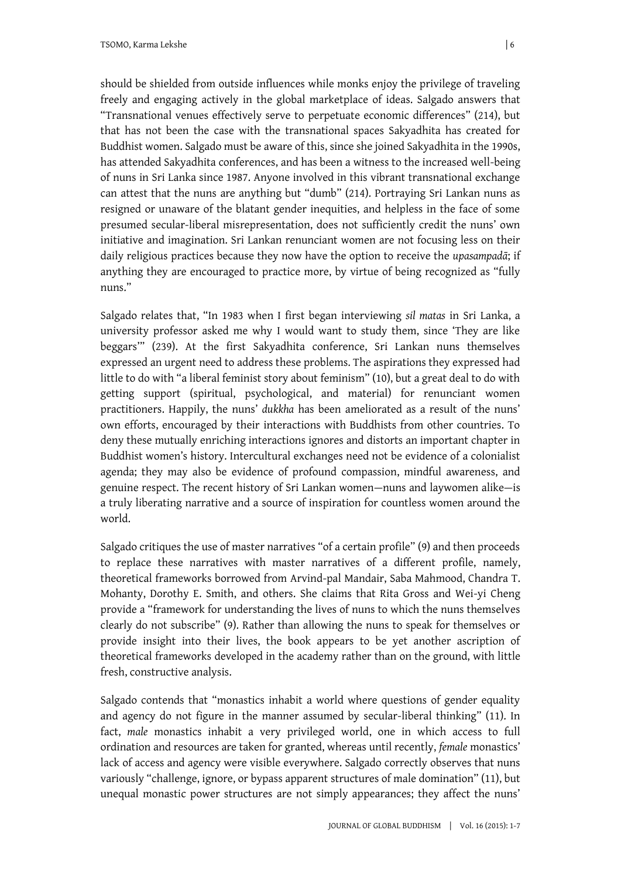should be shielded from outside influences while monks enjoy the privilege of traveling freely and engaging actively in the global marketplace of ideas. Salgado answers that "Transnational venues effectively serve to perpetuate economic differences" (214), but that has not been the case with the transnational spaces Sakyadhita has created for Buddhist women. Salgado must be aware of this, since she joined Sakyadhita in the 1990s, has attended Sakyadhita conferences, and has been a witness to the increased well-being of nuns in Sri Lanka since 1987. Anyone involved in this vibrant transnational exchange can attest that the nuns are anything but "dumb" (214). Portraying Sri Lankan nuns as resigned or unaware of the blatant gender inequities, and helpless in the face of some presumed secular-liberal misrepresentation, does not sufficiently credit the nuns' own initiative and imagination. Sri Lankan renunciant women are not focusing less on their daily religious practices because they now have the option to receive the *upasampadā*; if anything they are encouraged to practice more, by virtue of being recognized as "fully nuns."

Salgado relates that, "In 1983 when I first began interviewing *sil matas* in Sri Lanka, a university professor asked me why I would want to study them, since 'They are like beggars'" (239). At the first Sakyadhita conference, Sri Lankan nuns themselves expressed an urgent need to address these problems. The aspirations they expressed had little to do with "a liberal feminist story about feminism" (10), but a great deal to do with getting support (spiritual, psychological, and material) for renunciant women practitioners. Happily, the nuns' *dukkha* has been ameliorated as a result of the nuns' own efforts, encouraged by their interactions with Buddhists from other countries. To deny these mutually enriching interactions ignores and distorts an important chapter in Buddhist women's history. Intercultural exchanges need not be evidence of a colonialist agenda; they may also be evidence of profound compassion, mindful awareness, and genuine respect. The recent history of Sri Lankan women—nuns and laywomen alike—is a truly liberating narrative and a source of inspiration for countless women around the world.

Salgado critiques the use of master narratives "of a certain profile" (9) and then proceeds to replace these narratives with master narratives of a different profile, namely, theoretical frameworks borrowed from Arvind-pal Mandair, Saba Mahmood, Chandra T. Mohanty, Dorothy E. Smith, and others. She claims that Rita Gross and Wei-yi Cheng provide a "framework for understanding the lives of nuns to which the nuns themselves clearly do not subscribe" (9). Rather than allowing the nuns to speak for themselves or provide insight into their lives, the book appears to be yet another ascription of theoretical frameworks developed in the academy rather than on the ground, with little fresh, constructive analysis.

Salgado contends that "monastics inhabit a world where questions of gender equality and agency do not figure in the manner assumed by secular-liberal thinking" (11). In fact, *male* monastics inhabit a very privileged world, one in which access to full ordination and resources are taken for granted, whereas until recently, *female* monastics' lack of access and agency were visible everywhere. Salgado correctly observes that nuns variously "challenge, ignore, or bypass apparent structures of male domination" (11), but unequal monastic power structures are not simply appearances; they affect the nuns'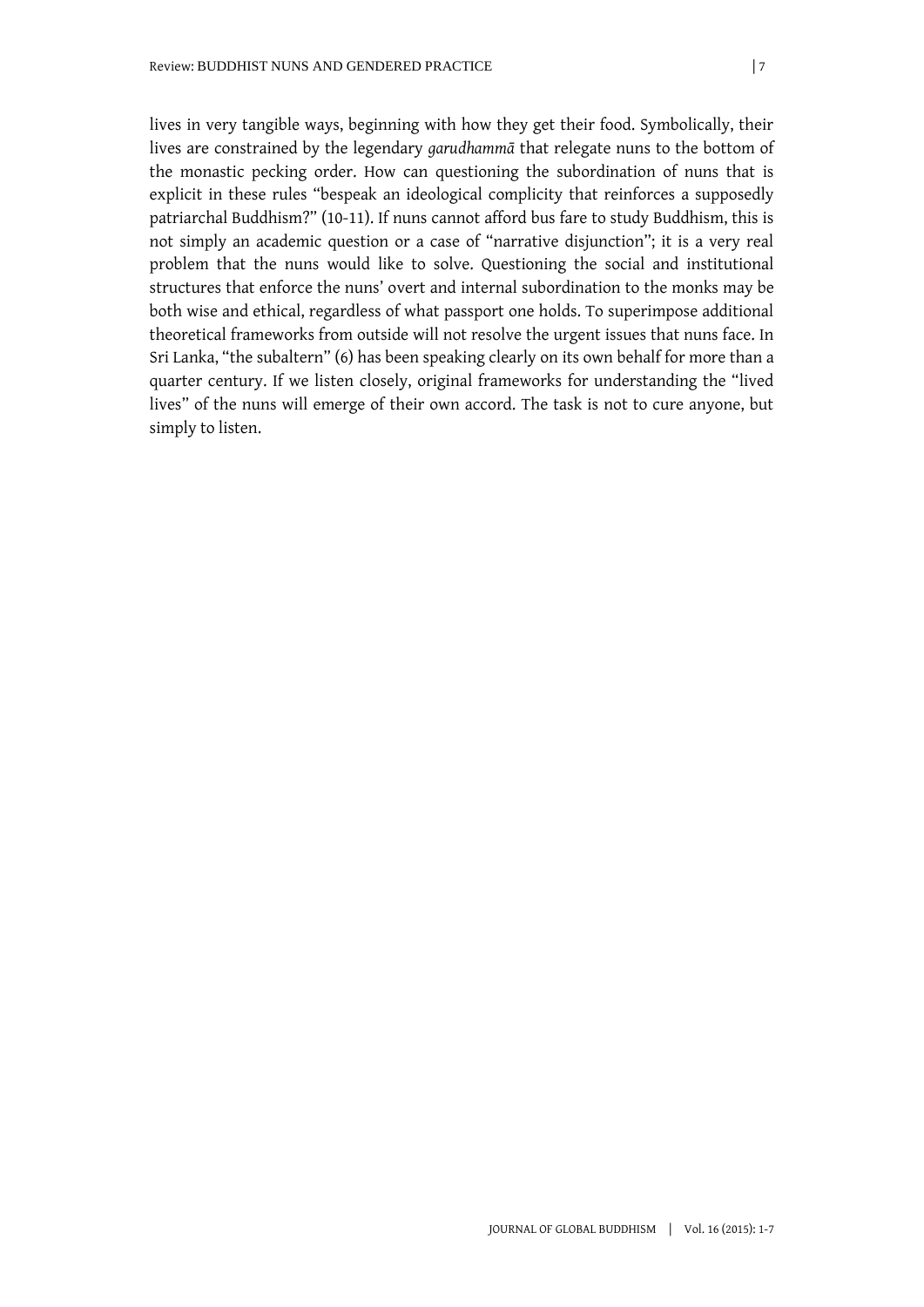lives in very tangible ways, beginning with how they get their food. Symbolically, their lives are constrained by the legendary *garudhammā* that relegate nuns to the bottom of the monastic pecking order. How can questioning the subordination of nuns that is explicit in these rules "bespeak an ideological complicity that reinforces a supposedly patriarchal Buddhism?" (10-11). If nuns cannot afford bus fare to study Buddhism, this is not simply an academic question or a case of "narrative disjunction"; it is a very real problem that the nuns would like to solve. Questioning the social and institutional structures that enforce the nuns' overt and internal subordination to the monks may be both wise and ethical, regardless of what passport one holds. To superimpose additional theoretical frameworks from outside will not resolve the urgent issues that nuns face. In Sri Lanka, "the subaltern" (6) has been speaking clearly on its own behalf for more than a quarter century. If we listen closely, original frameworks for understanding the "lived lives" of the nuns will emerge of their own accord. The task is not to cure anyone, but simply to listen.